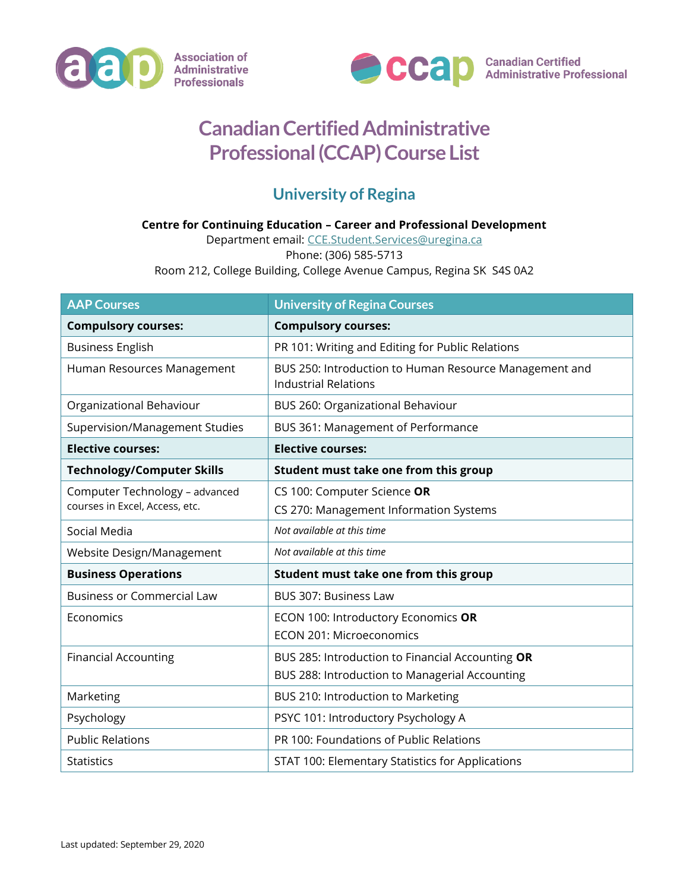Association of Administrative Professionals

Canadian Certified Administrative Professional

# Canadian Certified Administrative Professional (CCAP) Course List

## University of Regina

**Centre for Continuing Education – Career and Professional Development**
Department email: CCE.Student.Services@uregina.ca
Phone: (306) 585-5713
Room 212, College Building, College Avenue Campus, Regina SK S4S 0A2

| AAP Courses | University of Regina Courses |
|---|---|
| **Compulsory courses:** | **Compulsory courses:** |
| Business English | PR 101: Writing and Editing for Public Relations |
| Human Resources Management | BUS 250: Introduction to Human Resource Management and Industrial Relations |
| Organizational Behaviour | BUS 260: Organizational Behaviour |
| Supervision/Management Studies | BUS 361: Management of Performance |
| **Elective courses:** | **Elective courses:** |
| **Technology/Computer Skills** | **Student must take one from this group** |
| Computer Technology – advanced courses in Excel, Access, etc. | CS 100: Computer Science **OR** CS 270: Management Information Systems |
| Social Media | *Not available at this time* |
| Website Design/Management | *Not available at this time* |
| **Business Operations** | **Student must take one from this group** |
| Business or Commercial Law | BUS 307: Business Law |
| Economics | ECON 100: Introductory Economics **OR** ECON 201: Microeconomics |
| Financial Accounting | BUS 285: Introduction to Financial Accounting **OR** BUS 288: Introduction to Managerial Accounting |
| Marketing | BUS 210: Introduction to Marketing |
| Psychology | PSYC 101: Introductory Psychology A |
| Public Relations | PR 100: Foundations of Public Relations |
| Statistics | STAT 100: Elementary Statistics for Applications |

Last updated: September 29, 2020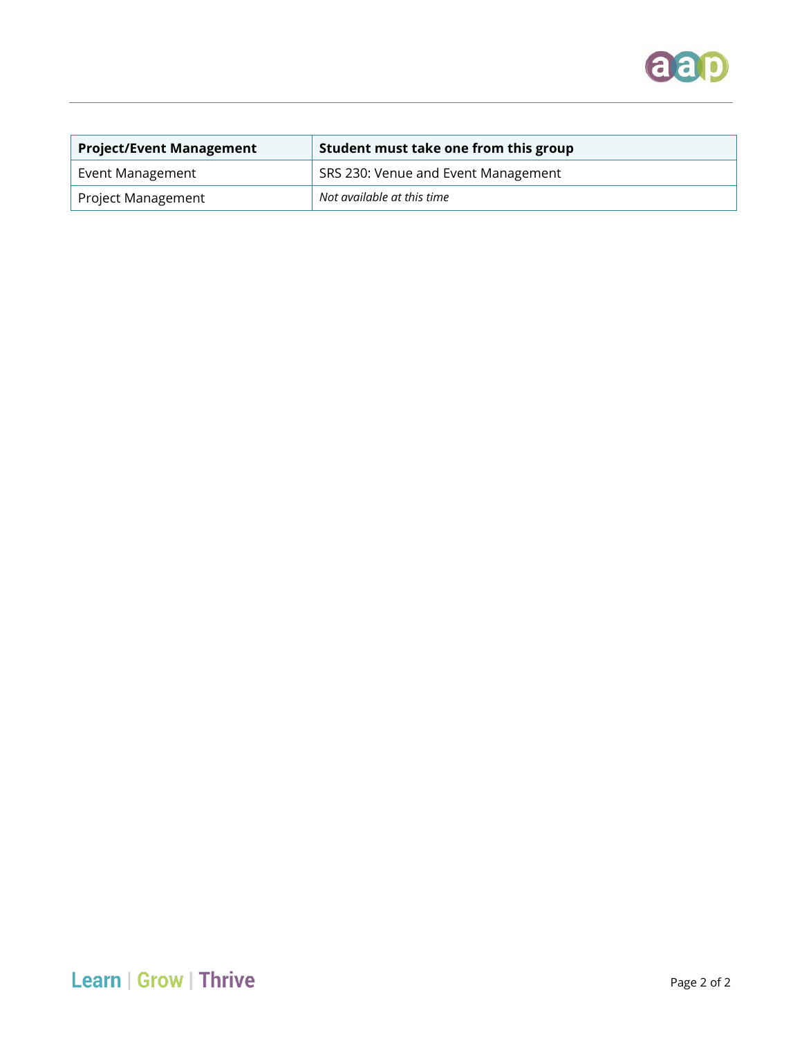| Project/Event Management | Student must take one from this group |
|---|---|
| Event Management | SRS 230: Venue and Event Management |
| Project Management | *Not available at this time* |